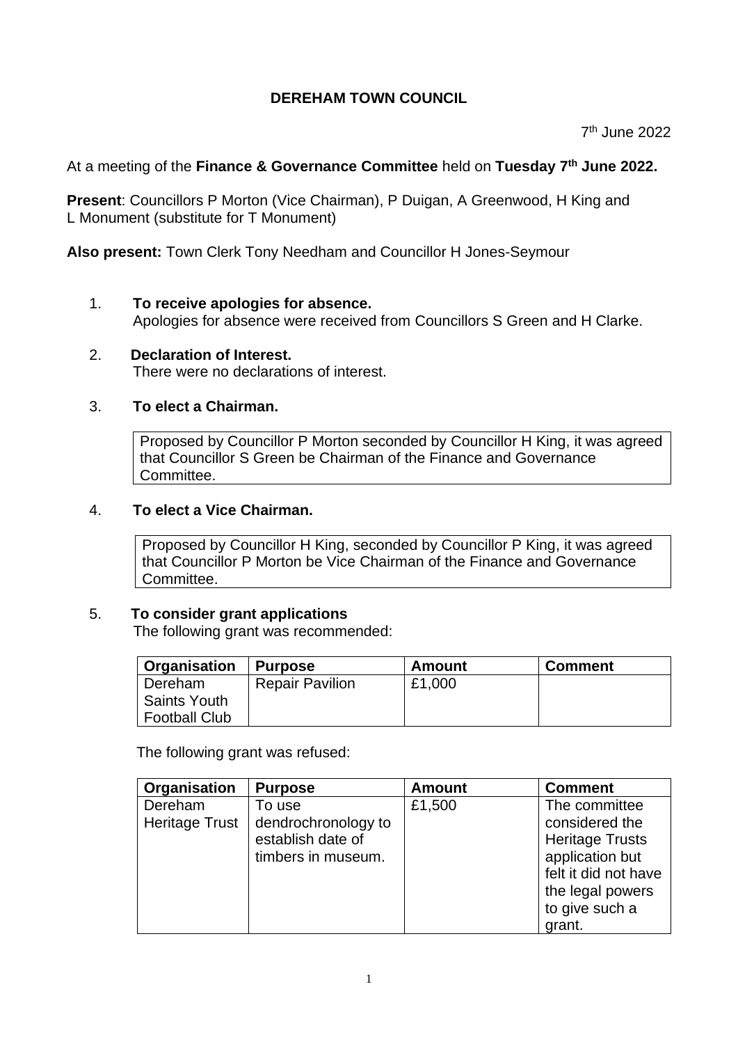**DEREHAM TOWN COUNCIL**

7th June 2022

At a meeting of the **Finance & Governance Committee** held on **Tuesday 7th June 2022.**

**Present**: Councillors P Morton (Vice Chairman), P Duigan, A Greenwood, H King and L Monument (substitute for T Monument)

**Also present:** Town Clerk Tony Needham and Councillor H Jones-Seymour

1. **To receive apologies for absence.**
   Apologies for absence were received from Councillors S Green and H Clarke.

2. **Declaration of Interest.**
   There were no declarations of interest.

3. **To elect a Chairman.**

   Proposed by Councillor P Morton seconded by Councillor H King, it was agreed that Councillor S Green be Chairman of the Finance and Governance Committee.

4. **To elect a Vice Chairman.**

   Proposed by Councillor H King, seconded by Councillor P King, it was agreed that Councillor P Morton be Vice Chairman of the Finance and Governance Committee.

5. **To consider grant applications**
   The following grant was recommended:

| Organisation | Purpose | Amount | Comment |
|---|---|---|---|
| Dereham Saints Youth Football Club | Repair Pavilion | £1,000 | |

The following grant was refused:

| Organisation | Purpose | Amount | Comment |
|---|---|---|---|
| Dereham Heritage Trust | To use dendrochronology to establish date of timbers in museum. | £1,500 | The committee considered the Heritage Trusts application but felt it did not have the legal powers to give such a grant. |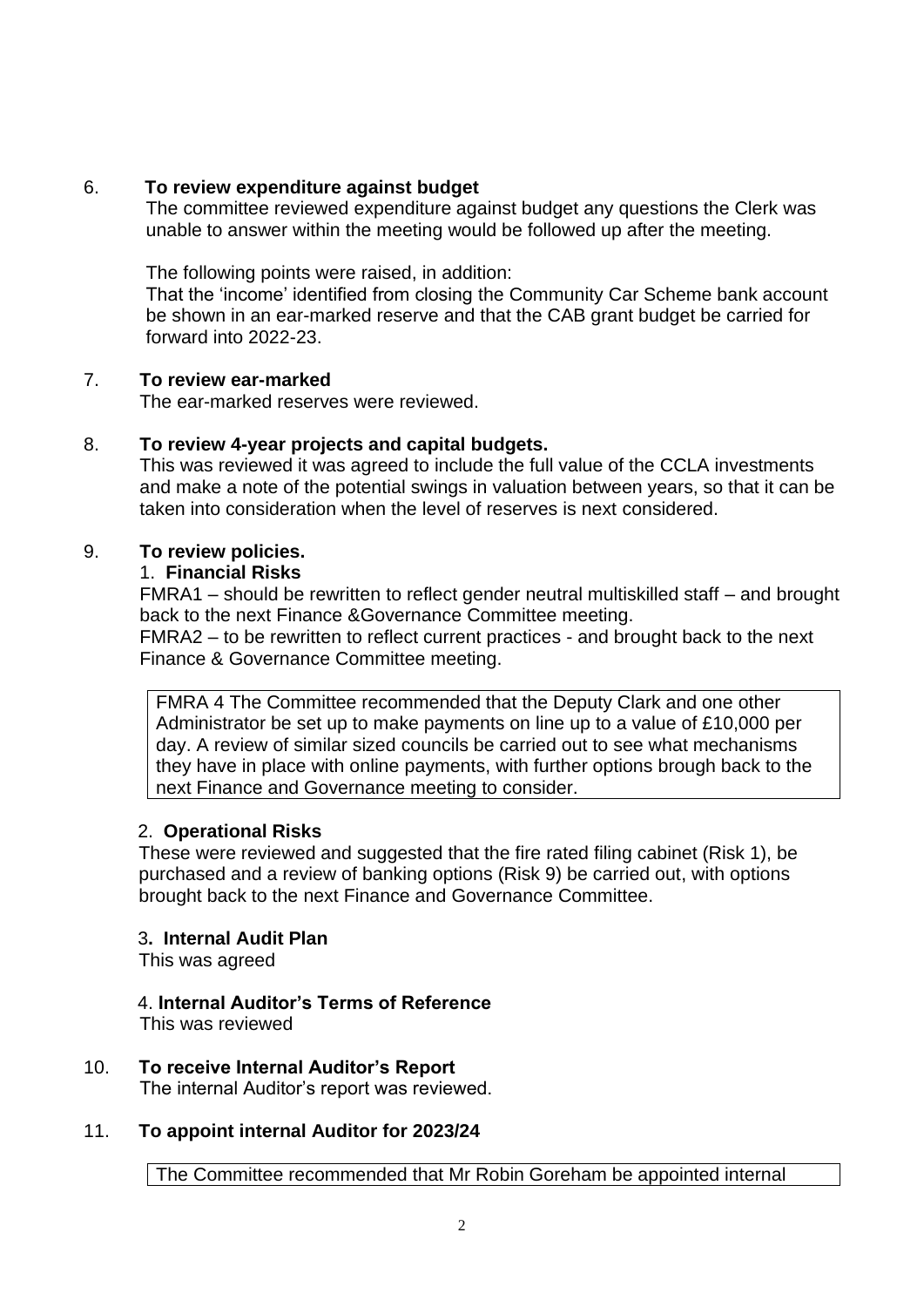6. **To review expenditure against budget**

The committee reviewed expenditure against budget any questions the Clerk was unable to answer within the meeting would be followed up after the meeting.

The following points were raised, in addition:
That the 'income' identified from closing the Community Car Scheme bank account be shown in an ear-marked reserve and that the CAB grant budget be carried for forward into 2022-23.

7. **To review ear-marked**

The ear-marked reserves were reviewed.

8. **To review 4-year projects and capital budgets.**

This was reviewed it was agreed to include the full value of the CCLA investments and make a note of the potential swings in valuation between years, so that it can be taken into consideration when the level of reserves is next considered.

9. **To review policies.**

1. **Financial Risks**

FMRA1 – should be rewritten to reflect gender neutral multiskilled staff – and brought back to the next Finance &Governance Committee meeting.
FMRA2 – to be rewritten to reflect current practices - and brought back to the next Finance & Governance Committee meeting.

FMRA 4 The Committee recommended that the Deputy Clark and one other Administrator be set up to make payments on line up to a value of £10,000 per day. A review of similar sized councils be carried out to see what mechanisms they have in place with online payments, with further options brough back to the next Finance and Governance meeting to consider.

2. **Operational Risks**

These were reviewed and suggested that the fire rated filing cabinet (Risk 1), be purchased and a review of banking options (Risk 9) be carried out, with options brought back to the next Finance and Governance Committee.

3. **Internal Audit Plan**

This was agreed

4. **Internal Auditor's Terms of Reference**

This was reviewed

10. **To receive Internal Auditor's Report**

The internal Auditor's report was reviewed.

11. **To appoint internal Auditor for 2023/24**

The Committee recommended that Mr Robin Goreham be appointed internal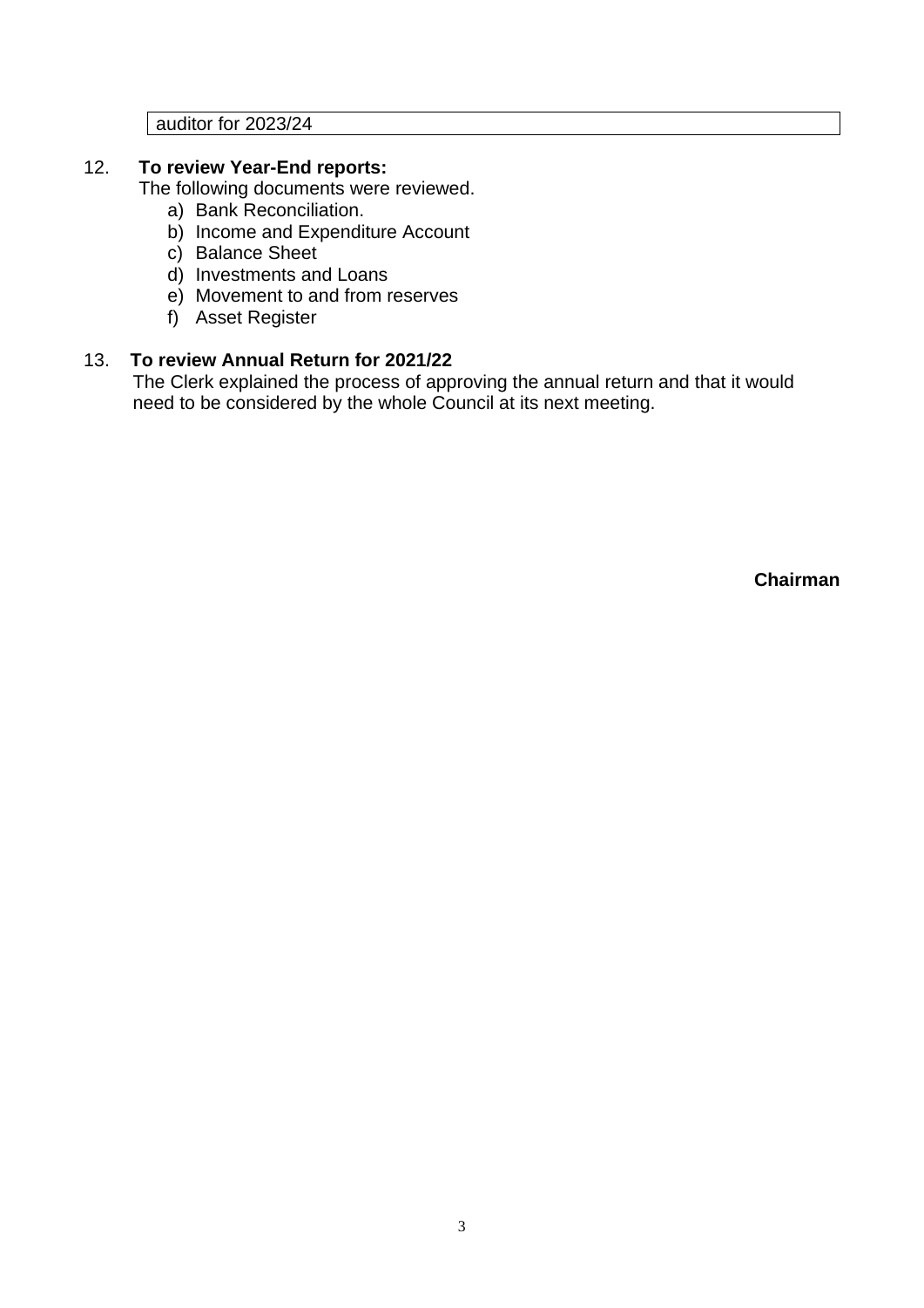| auditor for 2023/24 |
|---|

12. **To review Year-End reports:**

The following documents were reviewed.

a) Bank Reconciliation.
b) Income and Expenditure Account
c) Balance Sheet
d) Investments and Loans
e) Movement to and from reserves
f) Asset Register

13. **To review Annual Return for 2021/22**

The Clerk explained the process of approving the annual return and that it would need to be considered by the whole Council at its next meeting.

**Chairman**